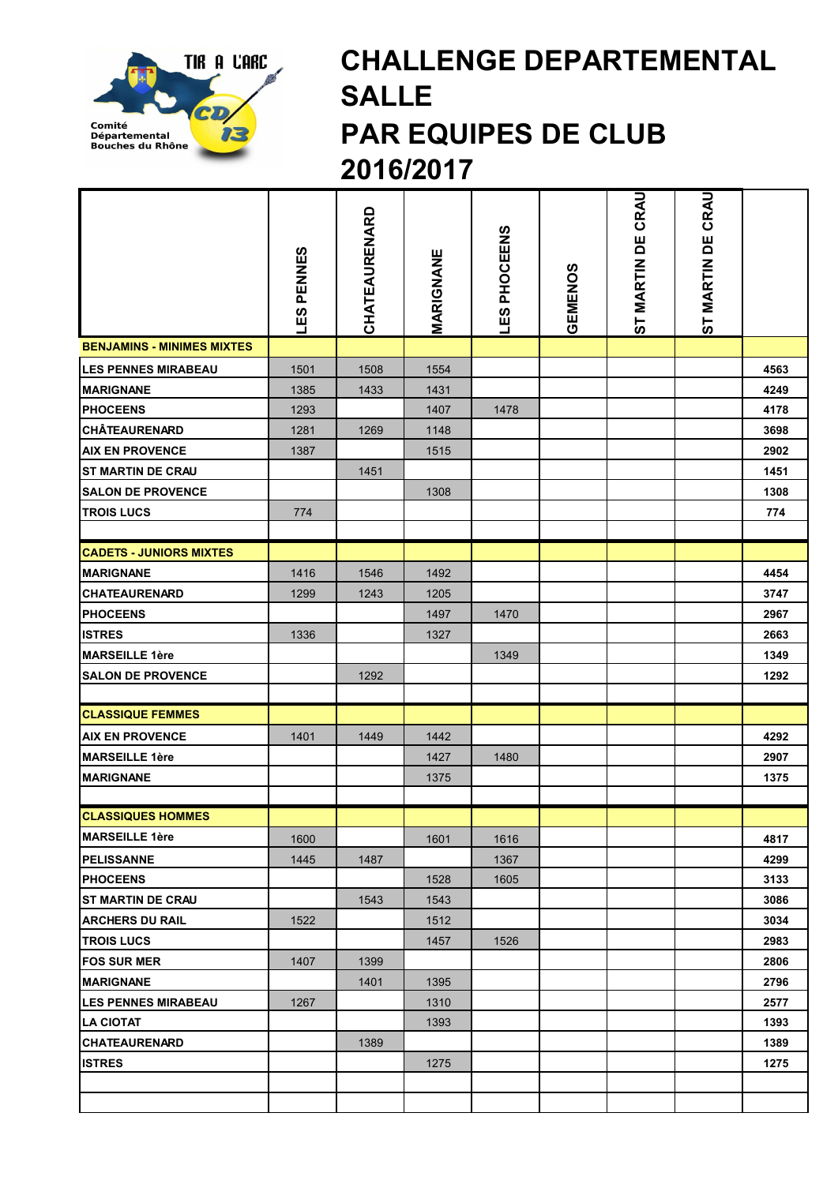TIR A L'ARC

CD 13

Comité Départemental Bouches du Rhône

# CHALLENGE DEPARTEMENTAL SALLE PAR EQUIPES DE CLUB 2016/2017

| | LES PENNES | CHATEAURENARD | MARIGNANE | LES PHOCEENS | GEMENOS | ST MARTIN DE CRAU | ST MARTIN DE CRAU | |
|---|---|---|---|---|---|---|---|---|
| **BENJAMINS - MINIMES MIXTES** | | | | | | | | |
| **LES PENNES MIRABEAU** | 1501 | 1508 | 1554 | | | | | **4563** |
| **MARIGNANE** | 1385 | 1433 | 1431 | | | | | **4249** |
| **PHOCEENS** | 1293 | | 1407 | 1478 | | | | **4178** |
| **CHÂTEAURENARD** | 1281 | 1269 | 1148 | | | | | **3698** |
| **AIX EN PROVENCE** | 1387 | | 1515 | | | | | **2902** |
| **ST MARTIN DE CRAU** | | 1451 | | | | | | **1451** |
| **SALON DE PROVENCE** | | | 1308 | | | | | **1308** |
| **TROIS LUCS** | 774 | | | | | | | **774** |
| | | | | | | | | |
| **CADETS - JUNIORS MIXTES** | | | | | | | | |
| **MARIGNANE** | 1416 | 1546 | 1492 | | | | | **4454** |
| **CHATEAURENARD** | 1299 | 1243 | 1205 | | | | | **3747** |
| **PHOCEENS** | | | 1497 | 1470 | | | | **2967** |
| **ISTRES** | 1336 | | 1327 | | | | | **2663** |
| **MARSEILLE 1ère** | | | | 1349 | | | | **1349** |
| **SALON DE PROVENCE** | | 1292 | | | | | | **1292** |
| | | | | | | | | |
| **CLASSIQUE FEMMES** | | | | | | | | |
| **AIX EN PROVENCE** | 1401 | 1449 | 1442 | | | | | **4292** |
| **MARSEILLE 1ère** | | | 1427 | 1480 | | | | **2907** |
| **MARIGNANE** | | | 1375 | | | | | **1375** |
| | | | | | | | | |
| **CLASSIQUES HOMMES** | | | | | | | | |
| **MARSEILLE 1ère** | 1600 | | 1601 | 1616 | | | | **4817** |
| **PELISSANNE** | 1445 | 1487 | | 1367 | | | | **4299** |
| **PHOCEENS** | | | 1528 | 1605 | | | | **3133** |
| **ST MARTIN DE CRAU** | | 1543 | 1543 | | | | | **3086** |
| **ARCHERS DU RAIL** | 1522 | | 1512 | | | | | **3034** |
| **TROIS LUCS** | | | 1457 | 1526 | | | | **2983** |
| **FOS SUR MER** | 1407 | 1399 | | | | | | **2806** |
| **MARIGNANE** | | 1401 | 1395 | | | | | **2796** |
| **LES PENNES MIRABEAU** | 1267 | | 1310 | | | | | **2577** |
| **LA CIOTAT** | | | 1393 | | | | | **1393** |
| **CHATEAURENARD** | | 1389 | | | | | | **1389** |
| **ISTRES** | | | 1275 | | | | | **1275** |
| | | | | | | | | |
| | | | | | | | | |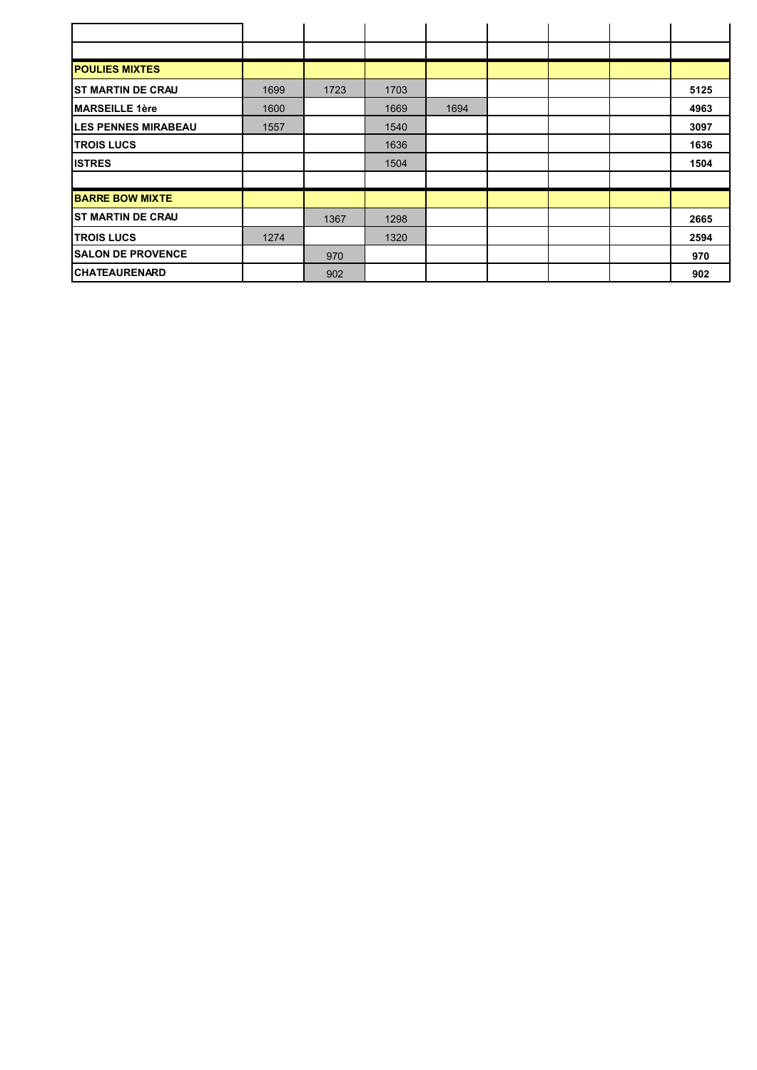| | | | | | | | | |
|---|---|---|---|---|---|---|---|---|
| | | | | | | | | |
| | | | | | | | | |
| **POULIES MIXTES** | | | | | | | | |
| **ST MARTIN DE CRAU** | 1699 | 1723 | 1703 | | | | | **5125** |
| **MARSEILLE 1ère** | 1600 | | 1669 | 1694 | | | | **4963** |
| **LES PENNES MIRABEAU** | 1557 | | 1540 | | | | | **3097** |
| **TROIS LUCS** | | | 1636 | | | | | **1636** |
| **ISTRES** | | | 1504 | | | | | **1504** |
| | | | | | | | | |
| **BARRE BOW MIXTE** | | | | | | | | |
| **ST MARTIN DE CRAU** | | 1367 | 1298 | | | | | **2665** |
| **TROIS LUCS** | 1274 | | 1320 | | | | | **2594** |
| **SALON DE PROVENCE** | | 970 | | | | | | **970** |
| **CHATEAURENARD** | | 902 | | | | | | **902** |